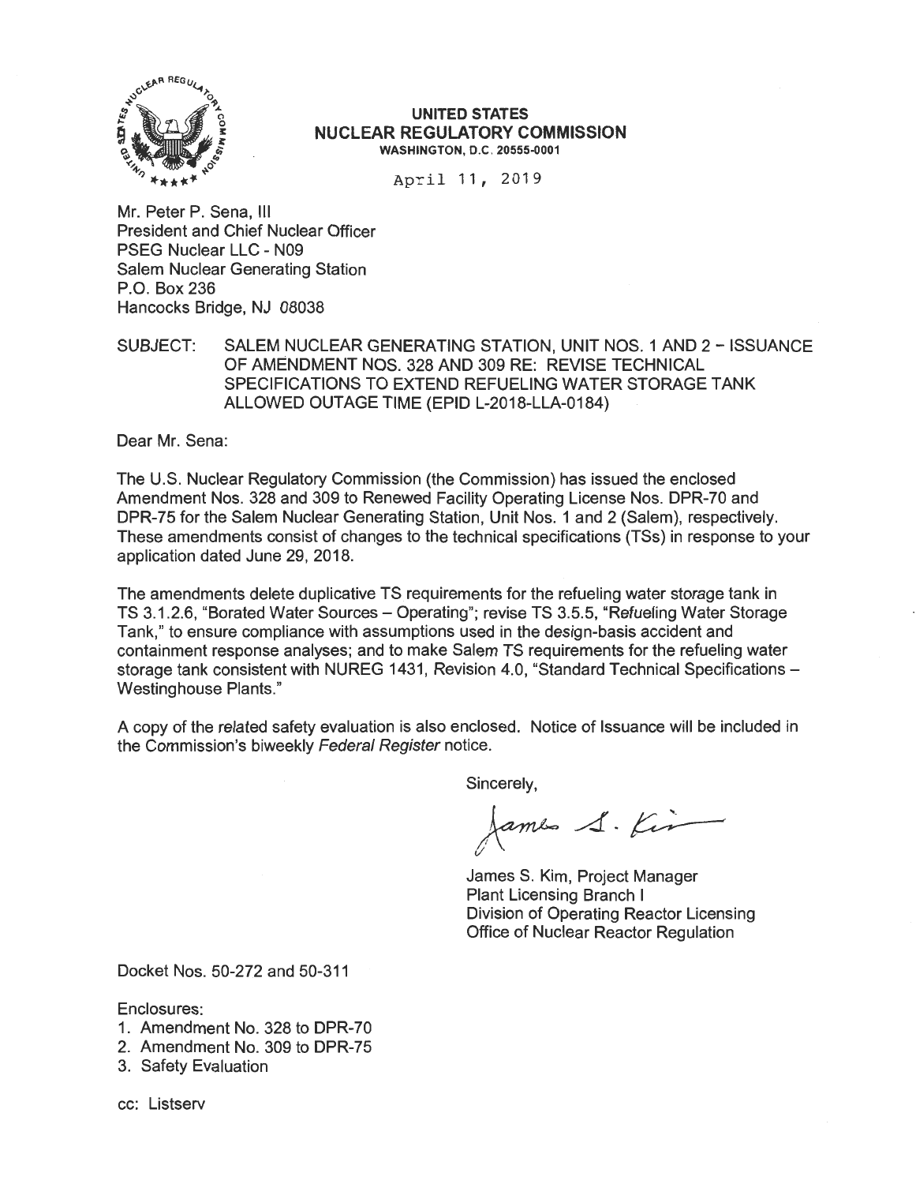**UNITED STATES**
**NUCLEAR REGULATORY COMMISSION**
**WASHINGTON, D.C. 20555-0001**

April 11, 2019

Mr. Peter P. Sena, III
President and Chief Nuclear Officer
PSEG Nuclear LLC - N09
Salem Nuclear Generating Station
P.O. Box 236
Hancocks Bridge, NJ 08038

SUBJECT: SALEM NUCLEAR GENERATING STATION, UNIT NOS. 1 AND 2 – ISSUANCE OF AMENDMENT NOS. 328 AND 309 RE: REVISE TECHNICAL SPECIFICATIONS TO EXTEND REFUELING WATER STORAGE TANK ALLOWED OUTAGE TIME (EPID L-2018-LLA-0184)

Dear Mr. Sena:

The U.S. Nuclear Regulatory Commission (the Commission) has issued the enclosed Amendment Nos. 328 and 309 to Renewed Facility Operating License Nos. DPR-70 and DPR-75 for the Salem Nuclear Generating Station, Unit Nos. 1 and 2 (Salem), respectively. These amendments consist of changes to the technical specifications (TSs) in response to your application dated June 29, 2018.

The amendments delete duplicative TS requirements for the refueling water storage tank in TS 3.1.2.6, "Borated Water Sources – Operating"; revise TS 3.5.5, "Refueling Water Storage Tank," to ensure compliance with assumptions used in the design-basis accident and containment response analyses; and to make Salem TS requirements for the refueling water storage tank consistent with NUREG 1431, Revision 4.0, "Standard Technical Specifications – Westinghouse Plants."

A copy of the related safety evaluation is also enclosed. Notice of Issuance will be included in the Commission's biweekly *Federal Register* notice.

Sincerely,

James S. Kim

James S. Kim, Project Manager
Plant Licensing Branch I
Division of Operating Reactor Licensing
Office of Nuclear Reactor Regulation

Docket Nos. 50-272 and 50-311

Enclosures:

1. Amendment No. 328 to DPR-70
2. Amendment No. 309 to DPR-75
3. Safety Evaluation

cc: Listserv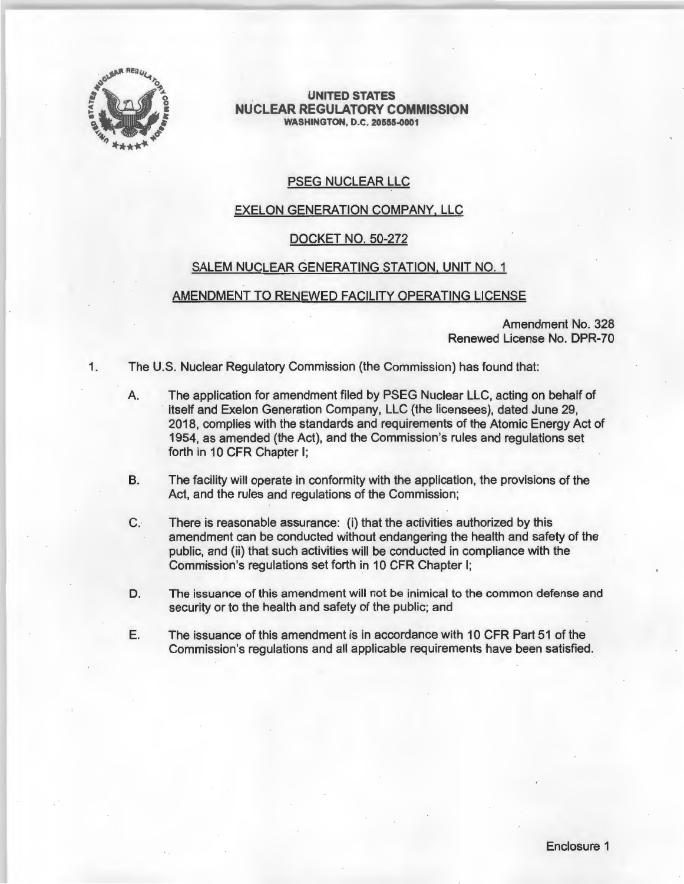**UNITED STATES**
**NUCLEAR REGULATORY COMMISSION**
**WASHINGTON, D.C. 20555-0001**

PSEG NUCLEAR LLC

EXELON GENERATION COMPANY, LLC

DOCKET NO. 50-272

SALEM NUCLEAR GENERATING STATION, UNIT NO. 1

AMENDMENT TO RENEWED FACILITY OPERATING LICENSE

Amendment No. 328
Renewed License No. DPR-70

1. The U.S. Nuclear Regulatory Commission (the Commission) has found that:

   A. The application for amendment filed by PSEG Nuclear LLC, acting on behalf of itself and Exelon Generation Company, LLC (the licensees), dated June 29, 2018, complies with the standards and requirements of the Atomic Energy Act of 1954, as amended (the Act), and the Commission's rules and regulations set forth in 10 CFR Chapter I;

   B. The facility will operate in conformity with the application, the provisions of the Act, and the rules and regulations of the Commission;

   C. There is reasonable assurance: (i) that the activities authorized by this amendment can be conducted without endangering the health and safety of the public, and (ii) that such activities will be conducted in compliance with the Commission's regulations set forth in 10 CFR Chapter I;

   D. The issuance of this amendment will not be inimical to the common defense and security or to the health and safety of the public; and

   E. The issuance of this amendment is in accordance with 10 CFR Part 51 of the Commission's regulations and all applicable requirements have been satisfied.

Enclosure 1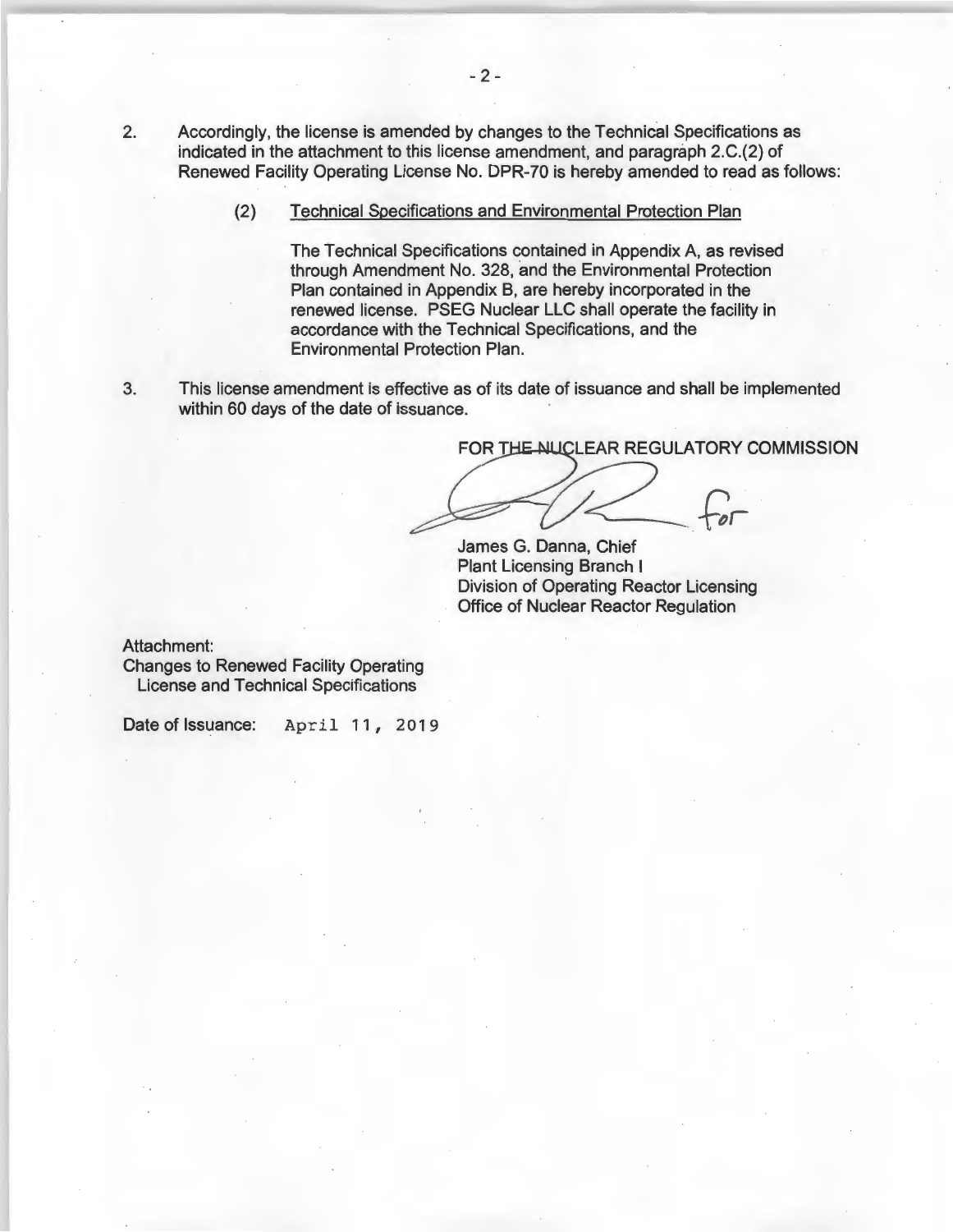2. Accordingly, the license is amended by changes to the Technical Specifications as indicated in the attachment to this license amendment, and paragraph 2.C.(2) of Renewed Facility Operating License No. DPR-70 is hereby amended to read as follows:

   (2) Technical Specifications and Environmental Protection Plan

   The Technical Specifications contained in Appendix A, as revised through Amendment No. 328, and the Environmental Protection Plan contained in Appendix B, are hereby incorporated in the renewed license. PSEG Nuclear LLC shall operate the facility in accordance with the Technical Specifications, and the Environmental Protection Plan.

3. This license amendment is effective as of its date of issuance and shall be implemented within 60 days of the date of issuance.

FOR THE NUCLEAR REGULATORY COMMISSION

for

James G. Danna, Chief
Plant Licensing Branch I
Division of Operating Reactor Licensing
Office of Nuclear Reactor Regulation

Attachment:
Changes to Renewed Facility Operating License and Technical Specifications

Date of Issuance: April 11, 2019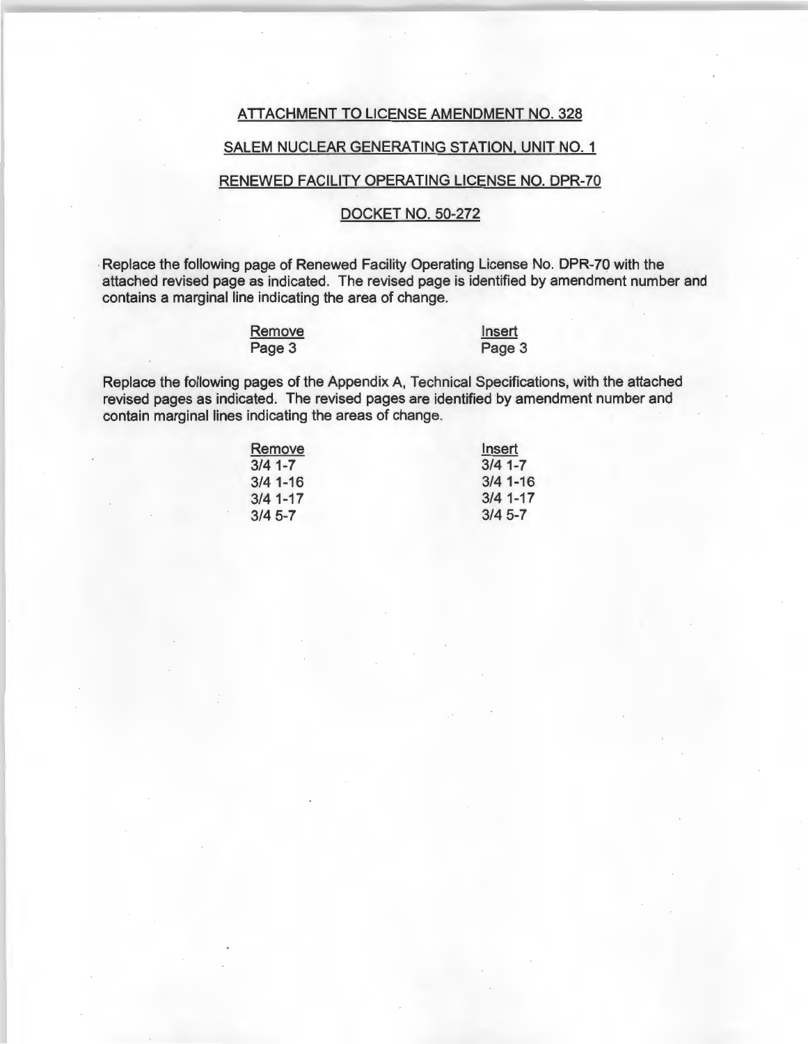ATTACHMENT TO LICENSE AMENDMENT NO. 328

SALEM NUCLEAR GENERATING STATION, UNIT NO. 1

RENEWED FACILITY OPERATING LICENSE NO. DPR-70

DOCKET NO. 50-272

Replace the following page of Renewed Facility Operating License No. DPR-70 with the attached revised page as indicated. The revised page is identified by amendment number and contains a marginal line indicating the area of change.

| Remove | Insert |
|---|---|
| Page 3 | Page 3 |

Replace the following pages of the Appendix A, Technical Specifications, with the attached revised pages as indicated. The revised pages are identified by amendment number and contain marginal lines indicating the areas of change.

| Remove | Insert |
|---|---|
| 3/4 1-7 | 3/4 1-7 |
| 3/4 1-16 | 3/4 1-16 |
| 3/4 1-17 | 3/4 1-17 |
| 3/4 5-7 | 3/4 5-7 |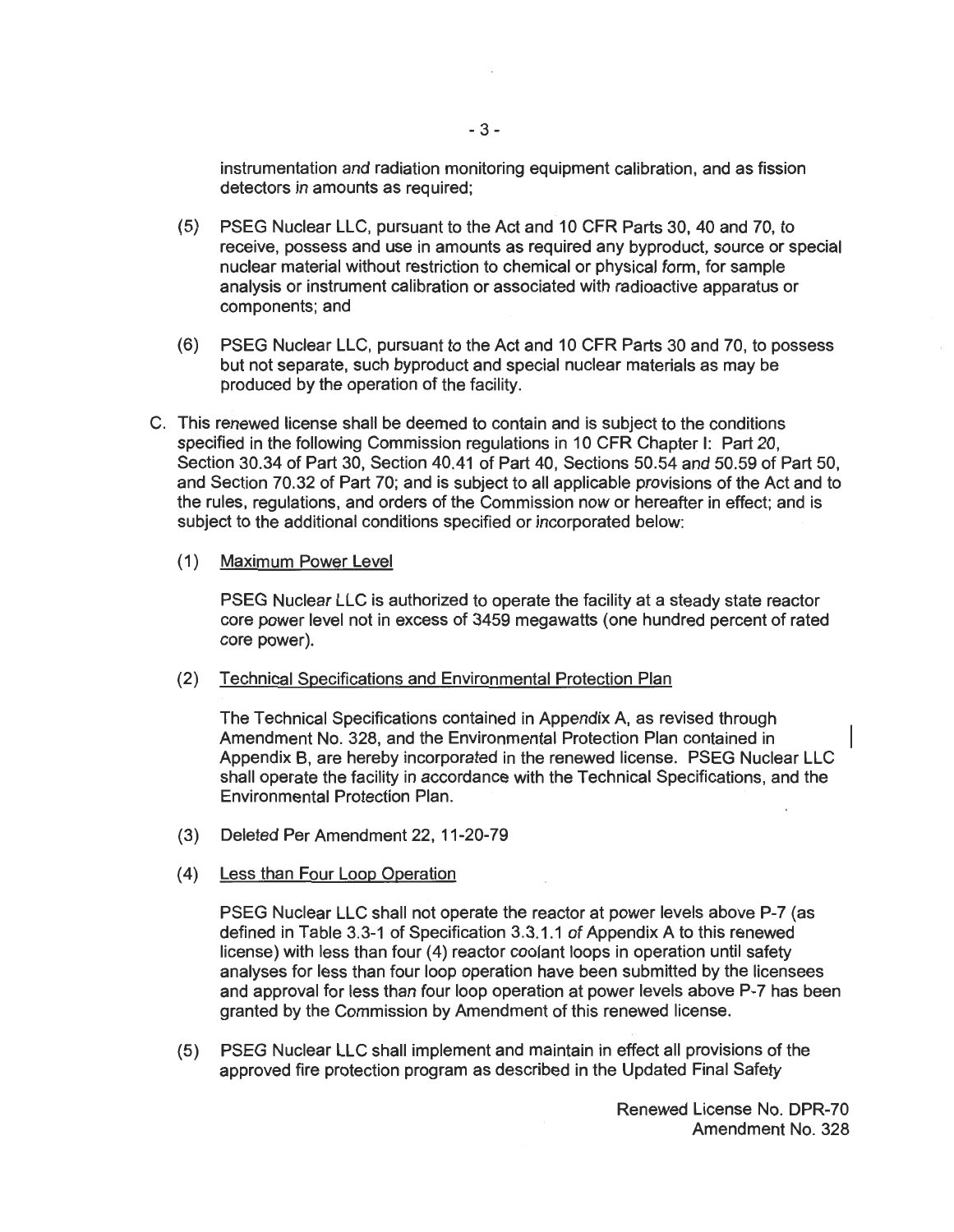instrumentation and radiation monitoring equipment calibration, and as fission detectors in amounts as required;

(5) PSEG Nuclear LLC, pursuant to the Act and 10 CFR Parts 30, 40 and 70, to receive, possess and use in amounts as required any byproduct, source or special nuclear material without restriction to chemical or physical form, for sample analysis or instrument calibration or associated with radioactive apparatus or components; and

(6) PSEG Nuclear LLC, pursuant to the Act and 10 CFR Parts 30 and 70, to possess but not separate, such byproduct and special nuclear materials as may be produced by the operation of the facility.

C. This renewed license shall be deemed to contain and is subject to the conditions specified in the following Commission regulations in 10 CFR Chapter I: Part 20, Section 30.34 of Part 30, Section 40.41 of Part 40, Sections 50.54 and 50.59 of Part 50, and Section 70.32 of Part 70; and is subject to all applicable provisions of the Act and to the rules, regulations, and orders of the Commission now or hereafter in effect; and is subject to the additional conditions specified or incorporated below:

(1) Maximum Power Level

PSEG Nuclear LLC is authorized to operate the facility at a steady state reactor core power level not in excess of 3459 megawatts (one hundred percent of rated core power).

(2) Technical Specifications and Environmental Protection Plan

The Technical Specifications contained in Appendix A, as revised through Amendment No. 328, and the Environmental Protection Plan contained in Appendix B, are hereby incorporated in the renewed license. PSEG Nuclear LLC shall operate the facility in accordance with the Technical Specifications, and the Environmental Protection Plan.

(3) Deleted Per Amendment 22, 11-20-79

(4) Less than Four Loop Operation

PSEG Nuclear LLC shall not operate the reactor at power levels above P-7 (as defined in Table 3.3-1 of Specification 3.3.1.1 of Appendix A to this renewed license) with less than four (4) reactor coolant loops in operation until safety analyses for less than four loop operation have been submitted by the licensees and approval for less than four loop operation at power levels above P-7 has been granted by the Commission by Amendment of this renewed license.

(5) PSEG Nuclear LLC shall implement and maintain in effect all provisions of the approved fire protection program as described in the Updated Final Safety

Renewed License No. DPR-70
Amendment No. 328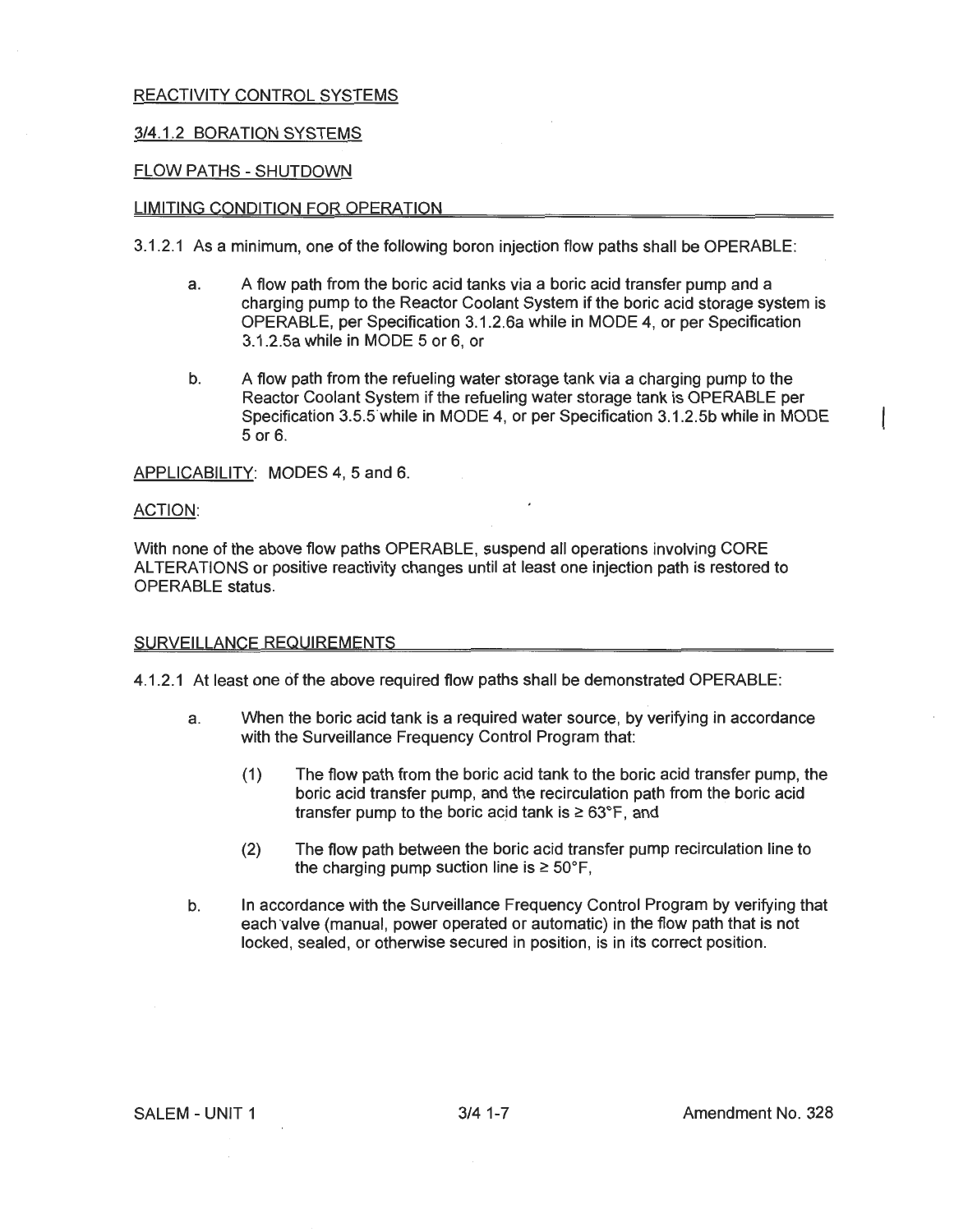REACTIVITY CONTROL SYSTEMS

3/4.1.2 BORATION SYSTEMS

FLOW PATHS - SHUTDOWN

LIMITING CONDITION FOR OPERATION

3.1.2.1 As a minimum, one of the following boron injection flow paths shall be OPERABLE:

a. A flow path from the boric acid tanks via a boric acid transfer pump and a charging pump to the Reactor Coolant System if the boric acid storage system is OPERABLE, per Specification 3.1.2.6a while in MODE 4, or per Specification 3.1.2.5a while in MODE 5 or 6, or

b. A flow path from the refueling water storage tank via a charging pump to the Reactor Coolant System if the refueling water storage tank is OPERABLE per Specification 3.5.5 while in MODE 4, or per Specification 3.1.2.5b while in MODE 5 or 6.

APPLICABILITY: MODES 4, 5 and 6.

ACTION:

With none of the above flow paths OPERABLE, suspend all operations involving CORE ALTERATIONS or positive reactivity changes until at least one injection path is restored to OPERABLE status.

SURVEILLANCE REQUIREMENTS

4.1.2.1 At least one of the above required flow paths shall be demonstrated OPERABLE:

a. When the boric acid tank is a required water source, by verifying in accordance with the Surveillance Frequency Control Program that:

   (1) The flow path from the boric acid tank to the boric acid transfer pump, the boric acid transfer pump, and the recirculation path from the boric acid transfer pump to the boric acid tank is ≥ 63°F, and

   (2) The flow path between the boric acid transfer pump recirculation line to the charging pump suction line is ≥ 50°F,

b. In accordance with the Surveillance Frequency Control Program by verifying that each valve (manual, power operated or automatic) in the flow path that is not locked, sealed, or otherwise secured in position, is in its correct position.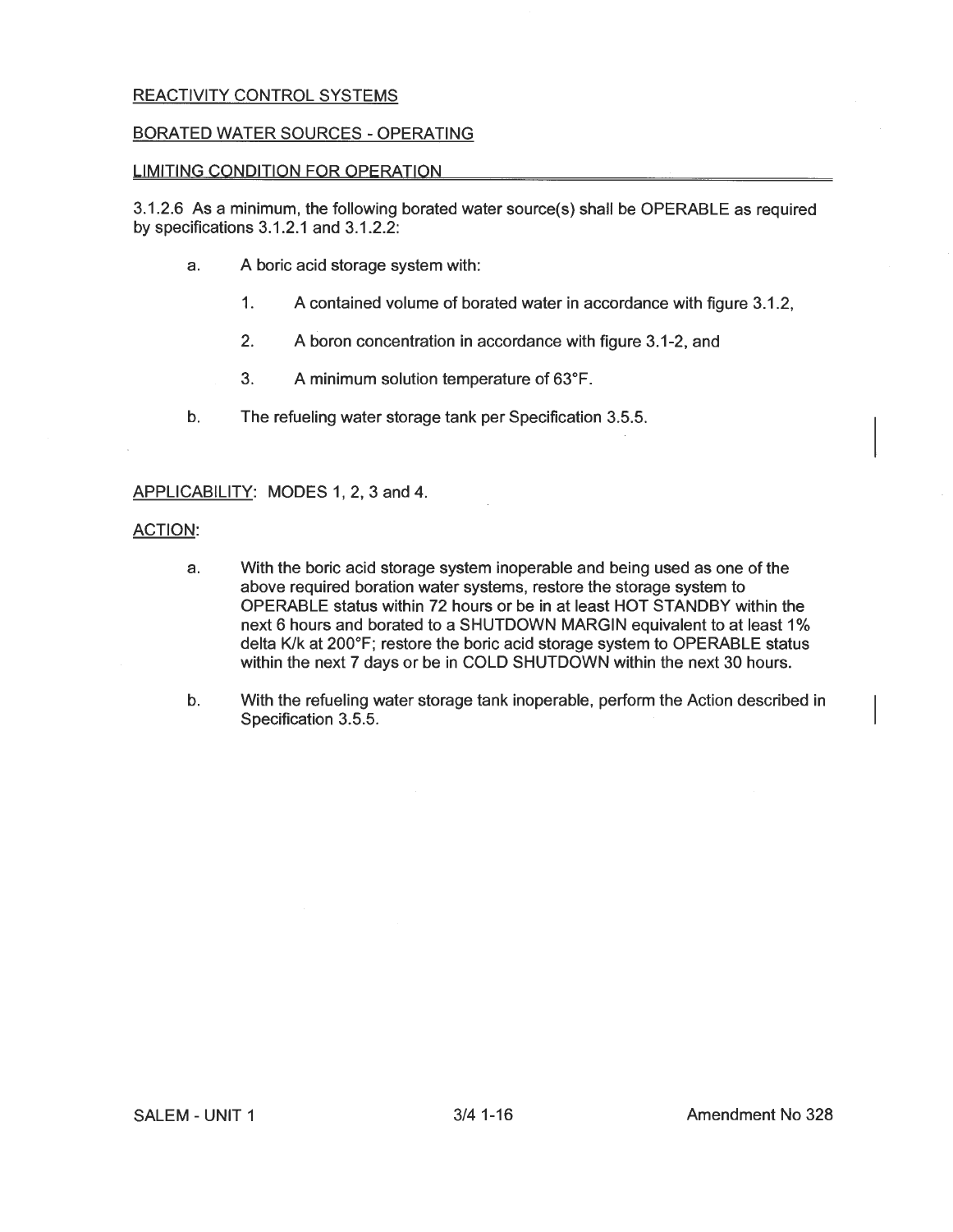REACTIVITY CONTROL SYSTEMS

BORATED WATER SOURCES - OPERATING

LIMITING CONDITION FOR OPERATION

3.1.2.6 As a minimum, the following borated water source(s) shall be OPERABLE as required by specifications 3.1.2.1 and 3.1.2.2:

a. A boric acid storage system with:

   1. A contained volume of borated water in accordance with figure 3.1.2,

   2. A boron concentration in accordance with figure 3.1-2, and

   3. A minimum solution temperature of 63°F.

b. The refueling water storage tank per Specification 3.5.5.

APPLICABILITY: MODES 1, 2, 3 and 4.

ACTION:

a. With the boric acid storage system inoperable and being used as one of the above required boration water systems, restore the storage system to OPERABLE status within 72 hours or be in at least HOT STANDBY within the next 6 hours and borated to a SHUTDOWN MARGIN equivalent to at least 1% delta K/k at 200°F; restore the boric acid storage system to OPERABLE status within the next 7 days or be in COLD SHUTDOWN within the next 30 hours.

b. With the refueling water storage tank inoperable, perform the Action described in Specification 3.5.5.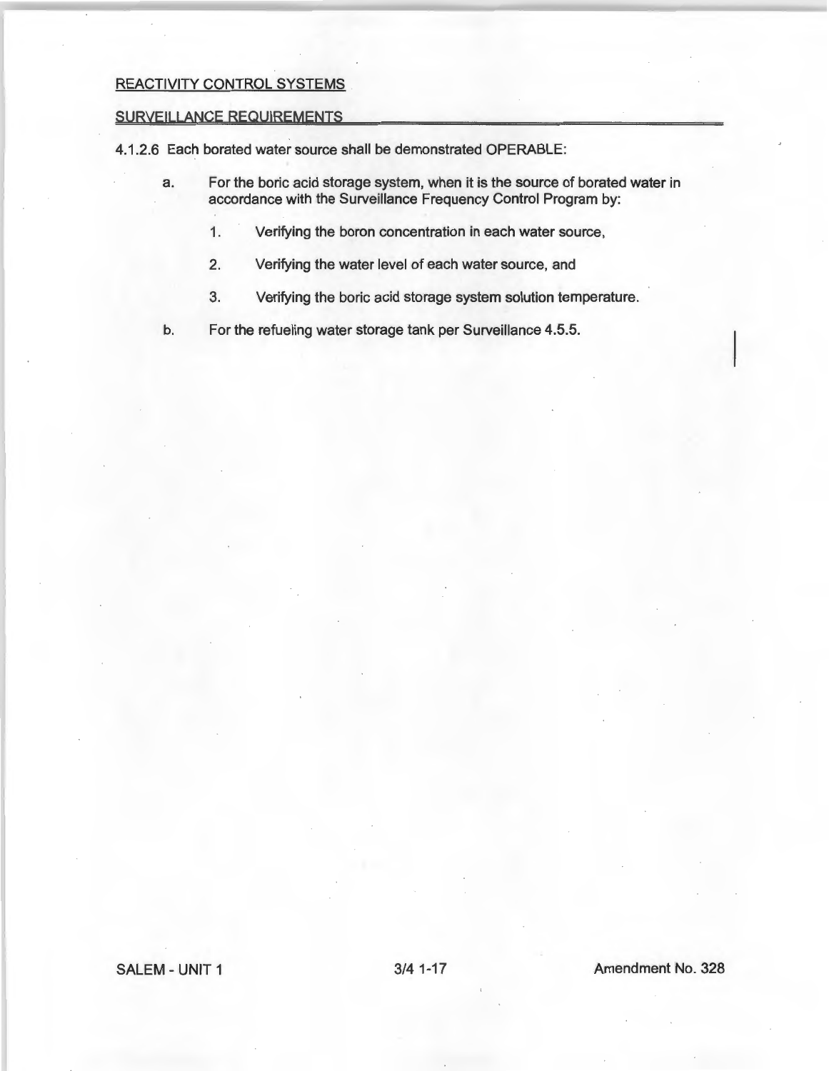REACTIVITY CONTROL SYSTEMS

SURVEILLANCE REQUIREMENTS

4.1.2.6 Each borated water source shall be demonstrated OPERABLE:

a. For the boric acid storage system, when it is the source of borated water in accordance with the Surveillance Frequency Control Program by:

   1. Verifying the boron concentration in each water source,

   2. Verifying the water level of each water source, and

   3. Verifying the boric acid storage system solution temperature.

b. For the refueling water storage tank per Surveillance 4.5.5.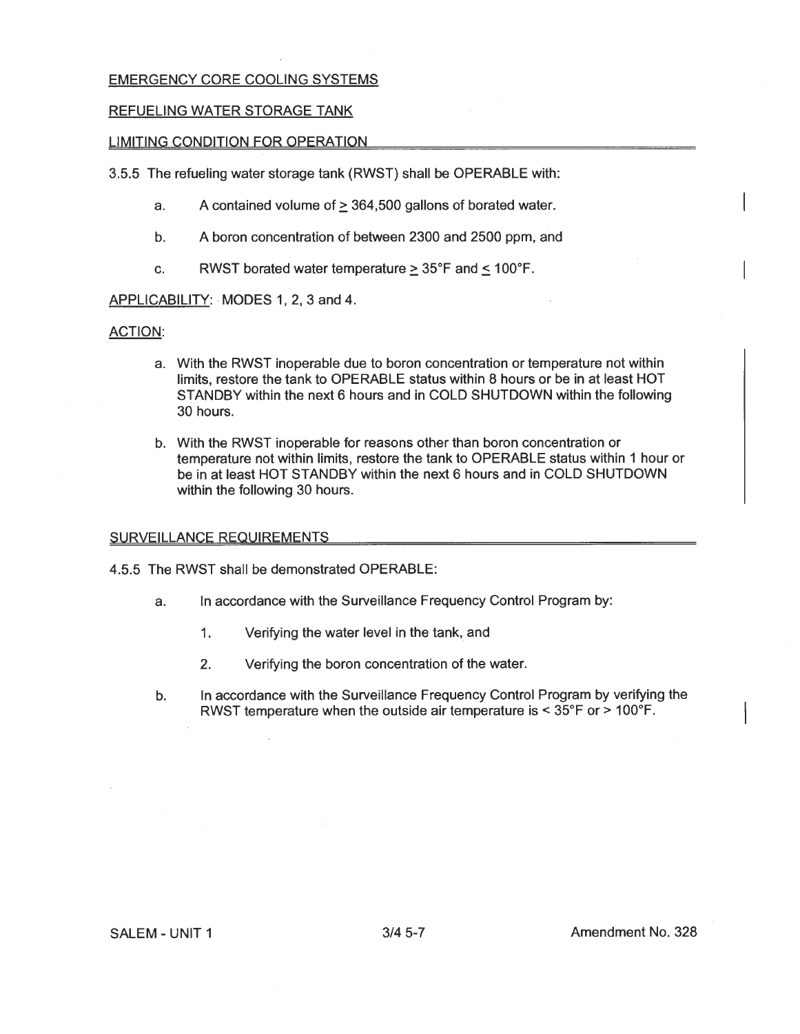## EMERGENCY CORE COOLING SYSTEMS

## REFUELING WATER STORAGE TANK

### LIMITING CONDITION FOR OPERATION

3.5.5 The refueling water storage tank (RWST) shall be OPERABLE with:

a. A contained volume of ≥ 364,500 gallons of borated water.

b. A boron concentration of between 2300 and 2500 ppm, and

c. RWST borated water temperature ≥ 35°F and ≤ 100°F.

APPLICABILITY: MODES 1, 2, 3 and 4.

ACTION:

a. With the RWST inoperable due to boron concentration or temperature not within limits, restore the tank to OPERABLE status within 8 hours or be in at least HOT STANDBY within the next 6 hours and in COLD SHUTDOWN within the following 30 hours.

b. With the RWST inoperable for reasons other than boron concentration or temperature not within limits, restore the tank to OPERABLE status within 1 hour or be in at least HOT STANDBY within the next 6 hours and in COLD SHUTDOWN within the following 30 hours.

### SURVEILLANCE REQUIREMENTS

4.5.5 The RWST shall be demonstrated OPERABLE:

a. In accordance with the Surveillance Frequency Control Program by:

   1. Verifying the water level in the tank, and

   2. Verifying the boron concentration of the water.

b. In accordance with the Surveillance Frequency Control Program by verifying the RWST temperature when the outside air temperature is < 35°F or > 100°F.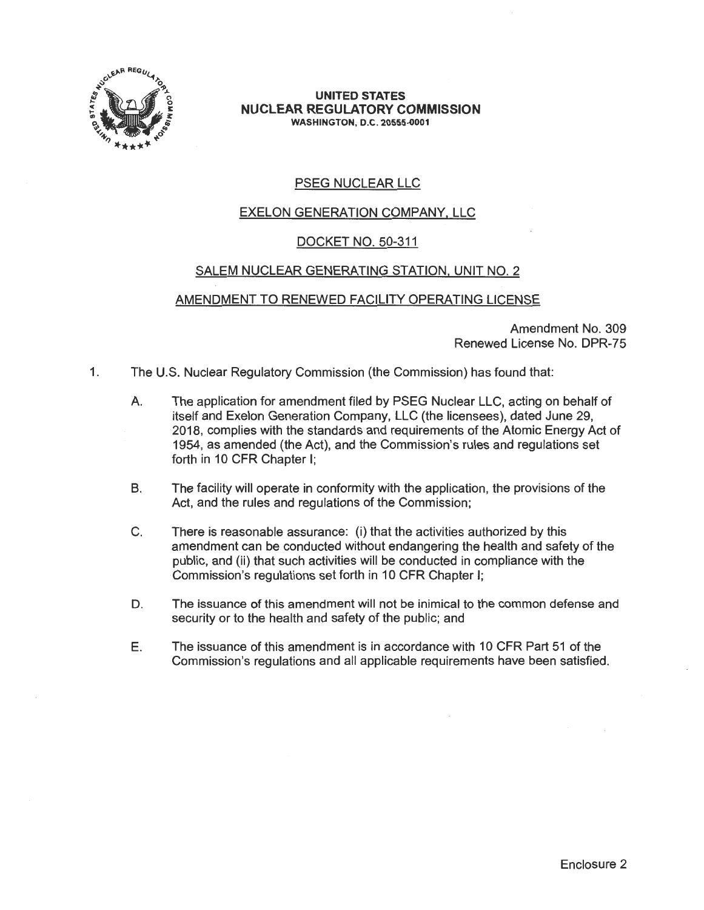**UNITED STATES**
**NUCLEAR REGULATORY COMMISSION**
**WASHINGTON, D.C. 20555-0001**

PSEG NUCLEAR LLC

EXELON GENERATION COMPANY, LLC

DOCKET NO. 50-311

SALEM NUCLEAR GENERATING STATION, UNIT NO. 2

AMENDMENT TO RENEWED FACILITY OPERATING LICENSE

Amendment No. 309
Renewed License No. DPR-75

1. The U.S. Nuclear Regulatory Commission (the Commission) has found that:

   A. The application for amendment filed by PSEG Nuclear LLC, acting on behalf of itself and Exelon Generation Company, LLC (the licensees), dated June 29, 2018, complies with the standards and requirements of the Atomic Energy Act of 1954, as amended (the Act), and the Commission's rules and regulations set forth in 10 CFR Chapter I;

   B. The facility will operate in conformity with the application, the provisions of the Act, and the rules and regulations of the Commission;

   C. There is reasonable assurance: (i) that the activities authorized by this amendment can be conducted without endangering the health and safety of the public, and (ii) that such activities will be conducted in compliance with the Commission's regulations set forth in 10 CFR Chapter I;

   D. The issuance of this amendment will not be inimical to the common defense and security or to the health and safety of the public; and

   E. The issuance of this amendment is in accordance with 10 CFR Part 51 of the Commission's regulations and all applicable requirements have been satisfied.

Enclosure 2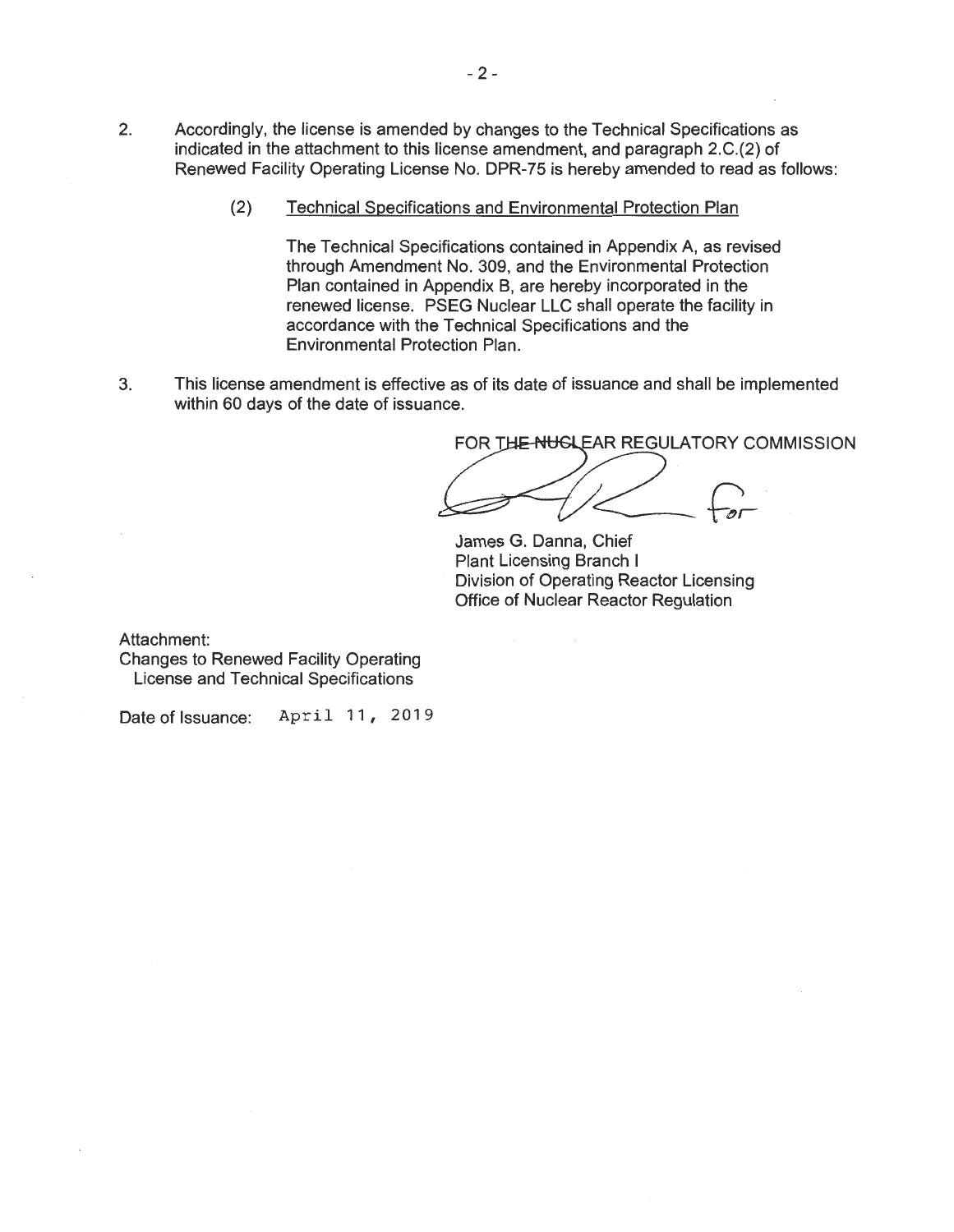2. Accordingly, the license is amended by changes to the Technical Specifications as indicated in the attachment to this license amendment, and paragraph 2.C.(2) of Renewed Facility Operating License No. DPR-75 is hereby amended to read as follows:

   (2) Technical Specifications and Environmental Protection Plan

   The Technical Specifications contained in Appendix A, as revised through Amendment No. 309, and the Environmental Protection Plan contained in Appendix B, are hereby incorporated in the renewed license. PSEG Nuclear LLC shall operate the facility in accordance with the Technical Specifications and the Environmental Protection Plan.

3. This license amendment is effective as of its date of issuance and shall be implemented within 60 days of the date of issuance.

FOR THE NUCLEAR REGULATORY COMMISSION

James G. Danna, Chief
Plant Licensing Branch I
Division of Operating Reactor Licensing
Office of Nuclear Reactor Regulation

Attachment:
Changes to Renewed Facility Operating License and Technical Specifications

Date of Issuance: April 11, 2019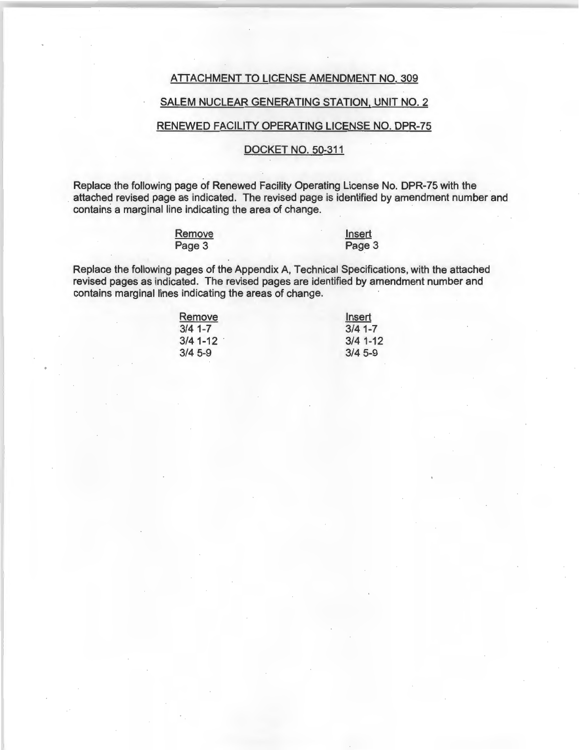ATTACHMENT TO LICENSE AMENDMENT NO. 309

SALEM NUCLEAR GENERATING STATION, UNIT NO. 2

RENEWED FACILITY OPERATING LICENSE NO. DPR-75

DOCKET NO. 50-311

Replace the following page of Renewed Facility Operating License No. DPR-75 with the attached revised page as indicated. The revised page is identified by amendment number and contains a marginal line indicating the area of change.

| Remove | Insert |
|---|---|
| Page 3 | Page 3 |

Replace the following pages of the Appendix A, Technical Specifications, with the attached revised pages as indicated. The revised pages are identified by amendment number and contains marginal lines indicating the areas of change.

| Remove | Insert |
|---|---|
| 3/4 1-7 | 3/4 1-7 |
| 3/4 1-12 | 3/4 1-12 |
| 3/4 5-9 | 3/4 5-9 |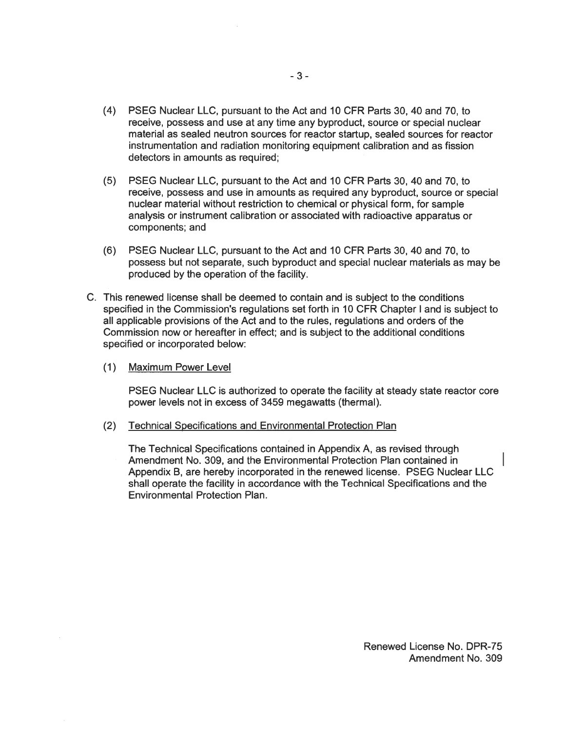(4) PSEG Nuclear LLC, pursuant to the Act and 10 CFR Parts 30, 40 and 70, to receive, possess and use at any time any byproduct, source or special nuclear material as sealed neutron sources for reactor startup, sealed sources for reactor instrumentation and radiation monitoring equipment calibration and as fission detectors in amounts as required;

(5) PSEG Nuclear LLC, pursuant to the Act and 10 CFR Parts 30, 40 and 70, to receive, possess and use in amounts as required any byproduct, source or special nuclear material without restriction to chemical or physical form, for sample analysis or instrument calibration or associated with radioactive apparatus or components; and

(6) PSEG Nuclear LLC, pursuant to the Act and 10 CFR Parts 30, 40 and 70, to possess but not separate, such byproduct and special nuclear materials as may be produced by the operation of the facility.

C. This renewed license shall be deemed to contain and is subject to the conditions specified in the Commission's regulations set forth in 10 CFR Chapter I and is subject to all applicable provisions of the Act and to the rules, regulations and orders of the Commission now or hereafter in effect; and is subject to the additional conditions specified or incorporated below:

(1) Maximum Power Level

PSEG Nuclear LLC is authorized to operate the facility at steady state reactor core power levels not in excess of 3459 megawatts (thermal).

(2) Technical Specifications and Environmental Protection Plan

The Technical Specifications contained in Appendix A, as revised through Amendment No. 309, and the Environmental Protection Plan contained in Appendix B, are hereby incorporated in the renewed license. PSEG Nuclear LLC shall operate the facility in accordance with the Technical Specifications and the Environmental Protection Plan.

Renewed License No. DPR-75
Amendment No. 309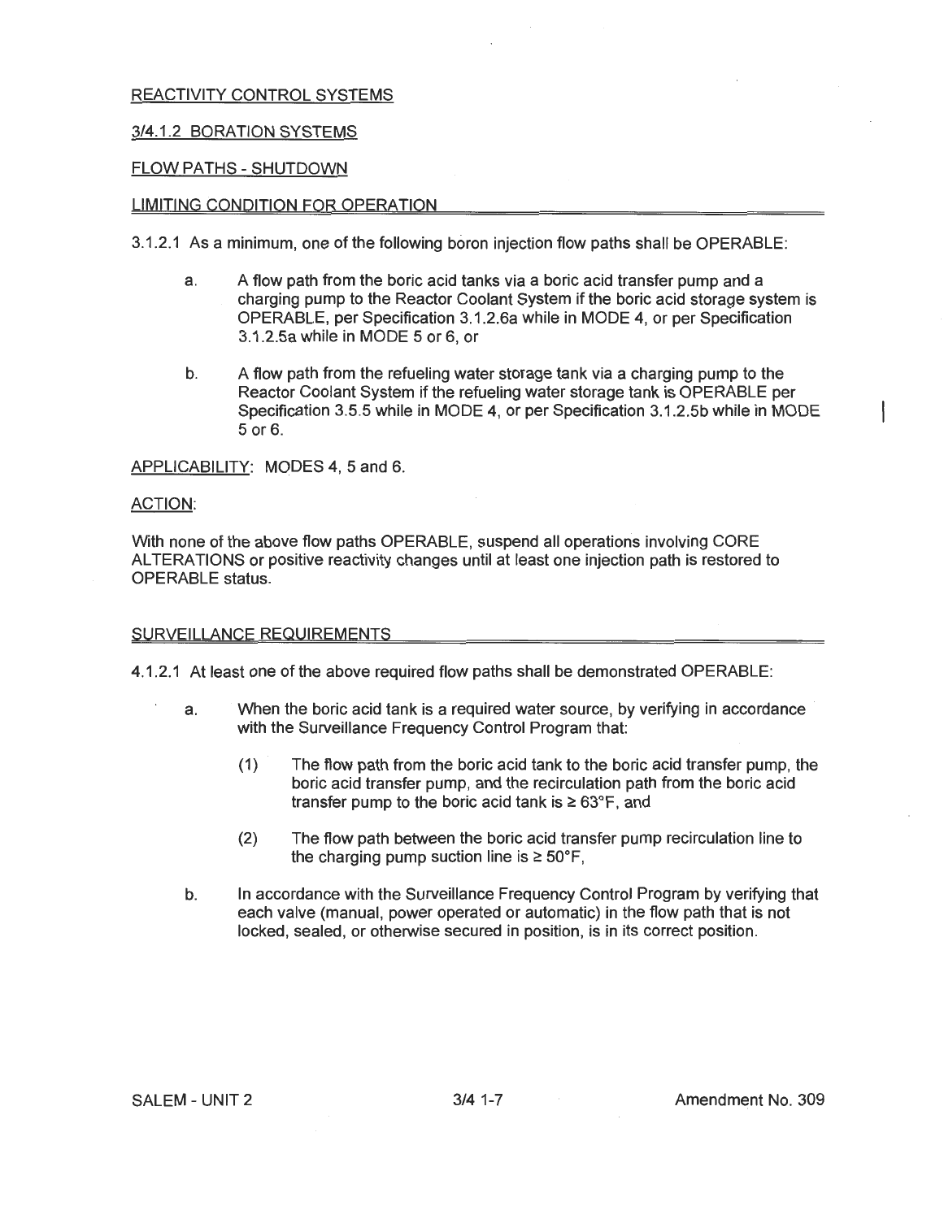REACTIVITY CONTROL SYSTEMS

3/4.1.2 BORATION SYSTEMS

FLOW PATHS - SHUTDOWN

LIMITING CONDITION FOR OPERATION

3.1.2.1 As a minimum, one of the following boron injection flow paths shall be OPERABLE:

a. A flow path from the boric acid tanks via a boric acid transfer pump and a charging pump to the Reactor Coolant System if the boric acid storage system is OPERABLE, per Specification 3.1.2.6a while in MODE 4, or per Specification 3.1.2.5a while in MODE 5 or 6, or

b. A flow path from the refueling water storage tank via a charging pump to the Reactor Coolant System if the refueling water storage tank is OPERABLE per Specification 3.5.5 while in MODE 4, or per Specification 3.1.2.5b while in MODE 5 or 6.

APPLICABILITY: MODES 4, 5 and 6.

ACTION:

With none of the above flow paths OPERABLE, suspend all operations involving CORE ALTERATIONS or positive reactivity changes until at least one injection path is restored to OPERABLE status.

SURVEILLANCE REQUIREMENTS

4.1.2.1 At least one of the above required flow paths shall be demonstrated OPERABLE:

a. When the boric acid tank is a required water source, by verifying in accordance with the Surveillance Frequency Control Program that:

   (1) The flow path from the boric acid tank to the boric acid transfer pump, the boric acid transfer pump, and the recirculation path from the boric acid transfer pump to the boric acid tank is ≥ 63°F, and

   (2) The flow path between the boric acid transfer pump recirculation line to the charging pump suction line is ≥ 50°F,

b. In accordance with the Surveillance Frequency Control Program by verifying that each valve (manual, power operated or automatic) in the flow path that is not locked, sealed, or otherwise secured in position, is in its correct position.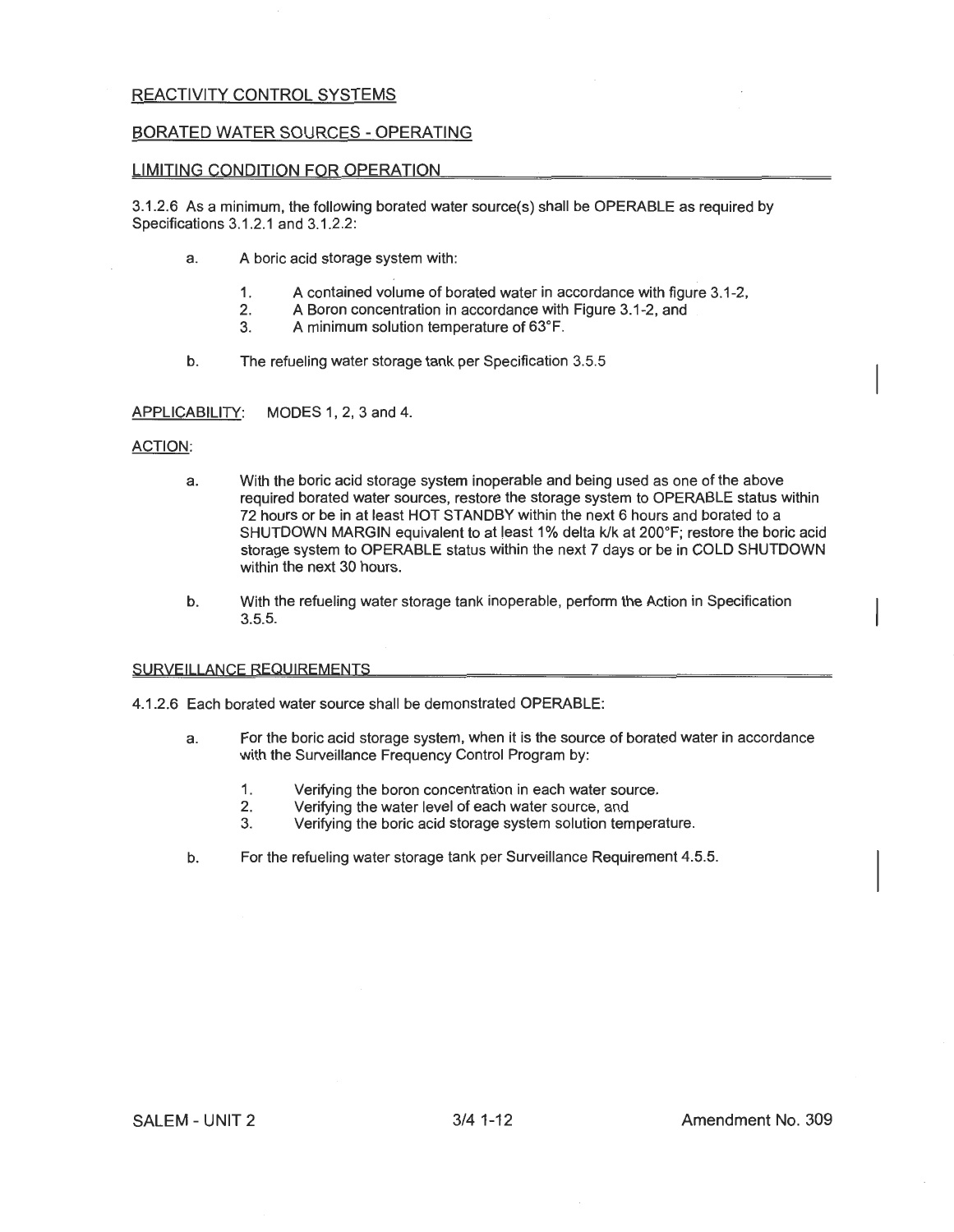## REACTIVITY CONTROL SYSTEMS

## BORATED WATER SOURCES - OPERATING

### LIMITING CONDITION FOR OPERATION

3.1.2.6 As a minimum, the following borated water source(s) shall be OPERABLE as required by Specifications 3.1.2.1 and 3.1.2.2:

a. A boric acid storage system with:

   1. A contained volume of borated water in accordance with figure 3.1-2,
   2. A Boron concentration in accordance with Figure 3.1-2, and
   3. A minimum solution temperature of 63°F.

b. The refueling water storage tank per Specification 3.5.5

APPLICABILITY: MODES 1, 2, 3 and 4.

ACTION:

a. With the boric acid storage system inoperable and being used as one of the above required borated water sources, restore the storage system to OPERABLE status within 72 hours or be in at least HOT STANDBY within the next 6 hours and borated to a SHUTDOWN MARGIN equivalent to at least 1% delta k/k at 200°F; restore the boric acid storage system to OPERABLE status within the next 7 days or be in COLD SHUTDOWN within the next 30 hours.

b. With the refueling water storage tank inoperable, perform the Action in Specification 3.5.5.

### SURVEILLANCE REQUIREMENTS

4.1.2.6 Each borated water source shall be demonstrated OPERABLE:

a. For the boric acid storage system, when it is the source of borated water in accordance with the Surveillance Frequency Control Program by:

   1. Verifying the boron concentration in each water source.
   2. Verifying the water level of each water source, and
   3. Verifying the boric acid storage system solution temperature.

b. For the refueling water storage tank per Surveillance Requirement 4.5.5.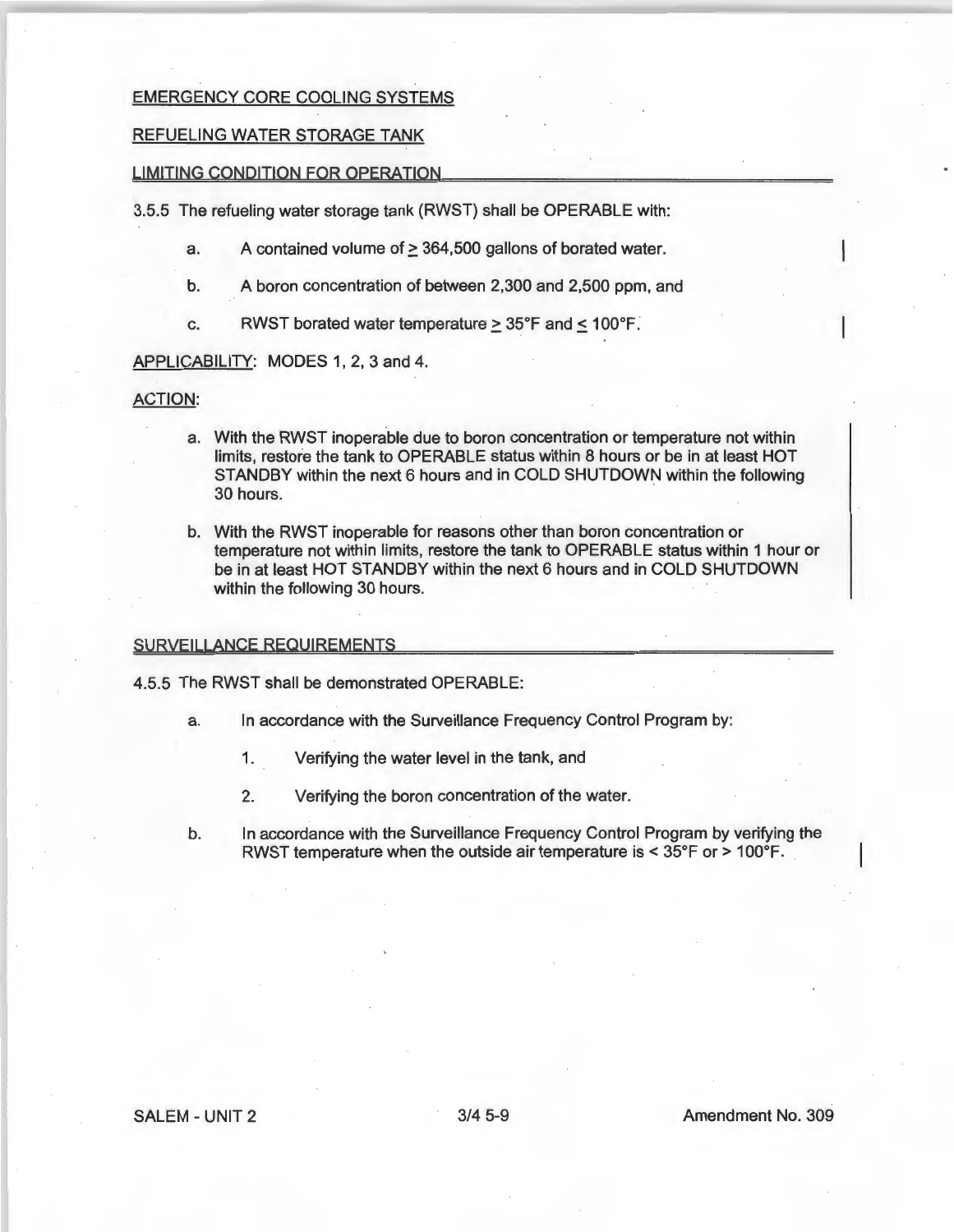EMERGENCY CORE COOLING SYSTEMS

REFUELING WATER STORAGE TANK

LIMITING CONDITION FOR OPERATION

3.5.5 The refueling water storage tank (RWST) shall be OPERABLE with:

a. A contained volume of ≥ 364,500 gallons of borated water.

b. A boron concentration of between 2,300 and 2,500 ppm, and

c. RWST borated water temperature ≥ 35°F and ≤ 100°F.

APPLICABILITY: MODES 1, 2, 3 and 4.

ACTION:

a. With the RWST inoperable due to boron concentration or temperature not within limits, restore the tank to OPERABLE status within 8 hours or be in at least HOT STANDBY within the next 6 hours and in COLD SHUTDOWN within the following 30 hours.

b. With the RWST inoperable for reasons other than boron concentration or temperature not within limits, restore the tank to OPERABLE status within 1 hour or be in at least HOT STANDBY within the next 6 hours and in COLD SHUTDOWN within the following 30 hours.

SURVEILLANCE REQUIREMENTS

4.5.5 The RWST shall be demonstrated OPERABLE:

a. In accordance with the Surveillance Frequency Control Program by:

   1. Verifying the water level in the tank, and

   2. Verifying the boron concentration of the water.

b. In accordance with the Surveillance Frequency Control Program by verifying the RWST temperature when the outside air temperature is < 35°F or > 100°F.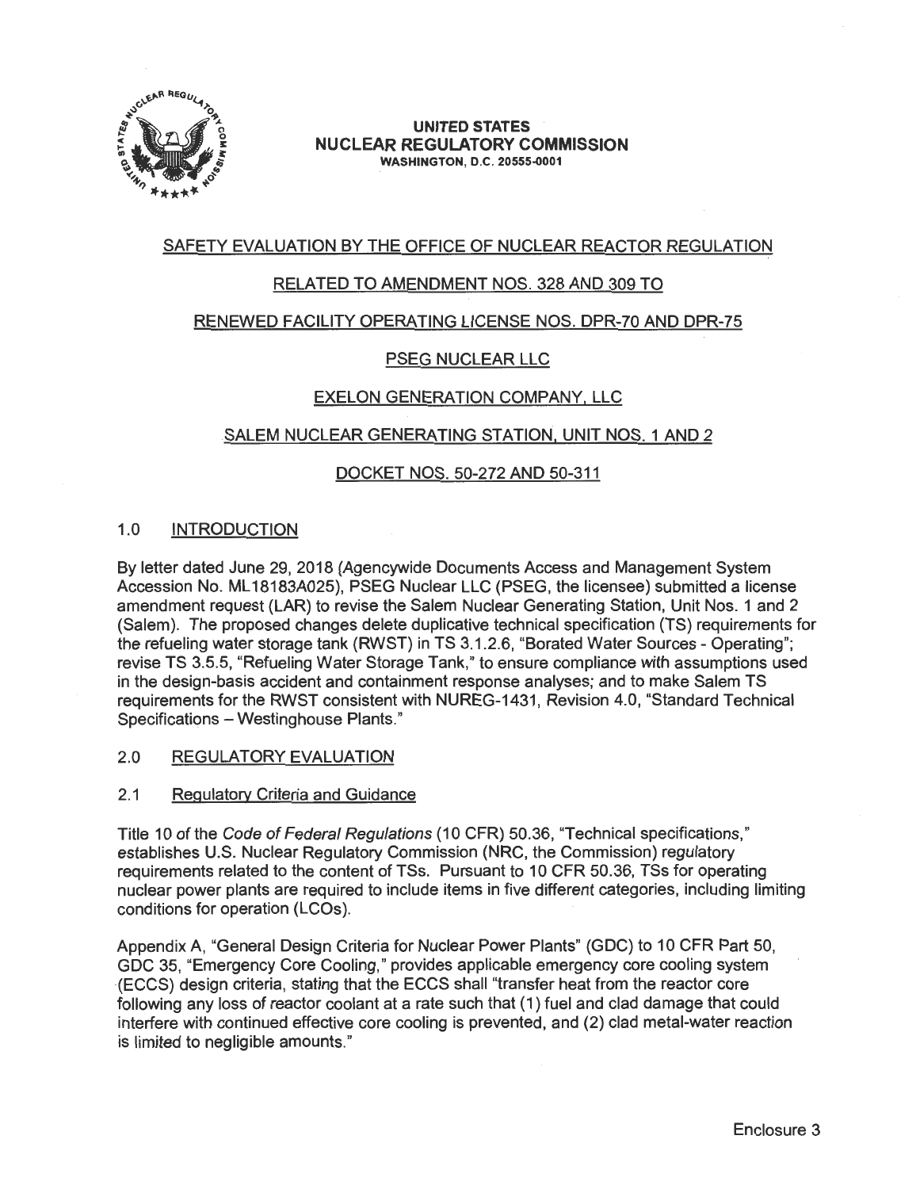**UNITED STATES**
**NUCLEAR REGULATORY COMMISSION**
WASHINGTON, D.C. 20555-0001

SAFETY EVALUATION BY THE OFFICE OF NUCLEAR REACTOR REGULATION

RELATED TO AMENDMENT NOS. 328 AND 309 TO

RENEWED FACILITY OPERATING LICENSE NOS. DPR-70 AND DPR-75

PSEG NUCLEAR LLC

EXELON GENERATION COMPANY, LLC

SALEM NUCLEAR GENERATING STATION, UNIT NOS. 1 AND 2

DOCKET NOS. 50-272 AND 50-311

## 1.0 INTRODUCTION

By letter dated June 29, 2018 (Agencywide Documents Access and Management System Accession No. ML18183A025), PSEG Nuclear LLC (PSEG, the licensee) submitted a license amendment request (LAR) to revise the Salem Nuclear Generating Station, Unit Nos. 1 and 2 (Salem). The proposed changes delete duplicative technical specification (TS) requirements for the refueling water storage tank (RWST) in TS 3.1.2.6, "Borated Water Sources - Operating"; revise TS 3.5.5, "Refueling Water Storage Tank," to ensure compliance with assumptions used in the design-basis accident and containment response analyses; and to make Salem TS requirements for the RWST consistent with NUREG-1431, Revision 4.0, "Standard Technical Specifications – Westinghouse Plants."

## 2.0 REGULATORY EVALUATION

### 2.1 Regulatory Criteria and Guidance

Title 10 of the *Code of Federal Regulations* (10 CFR) 50.36, "Technical specifications," establishes U.S. Nuclear Regulatory Commission (NRC, the Commission) regulatory requirements related to the content of TSs. Pursuant to 10 CFR 50.36, TSs for operating nuclear power plants are required to include items in five different categories, including limiting conditions for operation (LCOs).

Appendix A, "General Design Criteria for Nuclear Power Plants" (GDC) to 10 CFR Part 50, GDC 35, "Emergency Core Cooling," provides applicable emergency core cooling system (ECCS) design criteria, stating that the ECCS shall "transfer heat from the reactor core following any loss of reactor coolant at a rate such that (1) fuel and clad damage that could interfere with continued effective core cooling is prevented, and (2) clad metal-water reaction is limited to negligible amounts."

Enclosure 3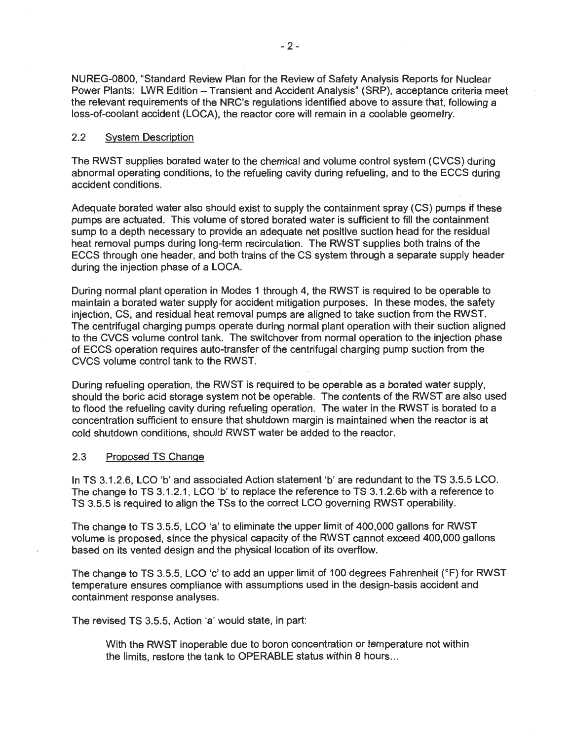NUREG-0800, "Standard Review Plan for the Review of Safety Analysis Reports for Nuclear Power Plants: LWR Edition – Transient and Accident Analysis" (SRP), acceptance criteria meet the relevant requirements of the NRC's regulations identified above to assure that, following a loss-of-coolant accident (LOCA), the reactor core will remain in a coolable geometry.

### 2.2 System Description

The RWST supplies borated water to the chemical and volume control system (CVCS) during abnormal operating conditions, to the refueling cavity during refueling, and to the ECCS during accident conditions.

Adequate borated water also should exist to supply the containment spray (CS) pumps if these pumps are actuated. This volume of stored borated water is sufficient to fill the containment sump to a depth necessary to provide an adequate net positive suction head for the residual heat removal pumps during long-term recirculation. The RWST supplies both trains of the ECCS through one header, and both trains of the CS system through a separate supply header during the injection phase of a LOCA.

During normal plant operation in Modes 1 through 4, the RWST is required to be operable to maintain a borated water supply for accident mitigation purposes. In these modes, the safety injection, CS, and residual heat removal pumps are aligned to take suction from the RWST. The centrifugal charging pumps operate during normal plant operation with their suction aligned to the CVCS volume control tank. The switchover from normal operation to the injection phase of ECCS operation requires auto-transfer of the centrifugal charging pump suction from the CVCS volume control tank to the RWST.

During refueling operation, the RWST is required to be operable as a borated water supply, should the boric acid storage system not be operable. The contents of the RWST are also used to flood the refueling cavity during refueling operation. The water in the RWST is borated to a concentration sufficient to ensure that shutdown margin is maintained when the reactor is at cold shutdown conditions, should RWST water be added to the reactor.

### 2.3 Proposed TS Change

In TS 3.1.2.6, LCO 'b' and associated Action statement 'b' are redundant to the TS 3.5.5 LCO. The change to TS 3.1.2.1, LCO 'b' to replace the reference to TS 3.1.2.6b with a reference to TS 3.5.5 is required to align the TSs to the correct LCO governing RWST operability.

The change to TS 3.5.5, LCO 'a' to eliminate the upper limit of 400,000 gallons for RWST volume is proposed, since the physical capacity of the RWST cannot exceed 400,000 gallons based on its vented design and the physical location of its overflow.

The change to TS 3.5.5, LCO 'c' to add an upper limit of 100 degrees Fahrenheit (°F) for RWST temperature ensures compliance with assumptions used in the design-basis accident and containment response analyses.

The revised TS 3.5.5, Action 'a' would state, in part:

> With the RWST inoperable due to boron concentration or temperature not within the limits, restore the tank to OPERABLE status within 8 hours...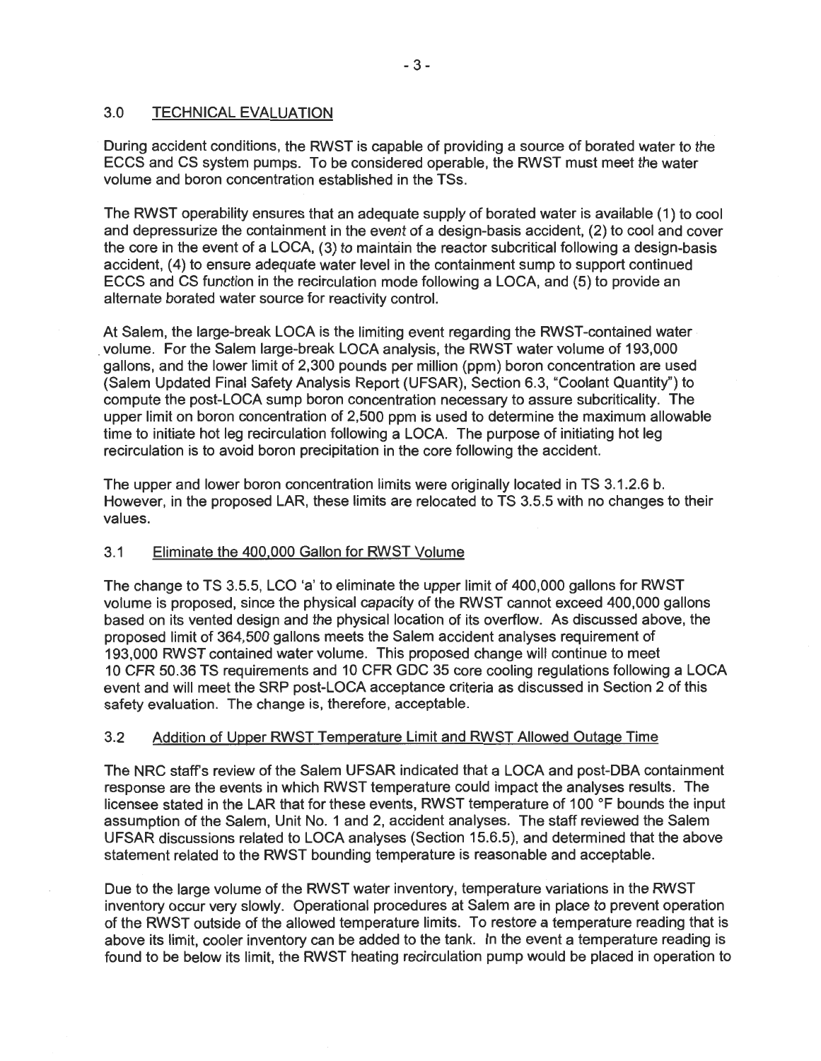## 3.0 TECHNICAL EVALUATION

During accident conditions, the RWST is capable of providing a source of borated water to the ECCS and CS system pumps. To be considered operable, the RWST must meet the water volume and boron concentration established in the TSs.

The RWST operability ensures that an adequate supply of borated water is available (1) to cool and depressurize the containment in the event of a design-basis accident, (2) to cool and cover the core in the event of a LOCA, (3) to maintain the reactor subcritical following a design-basis accident, (4) to ensure adequate water level in the containment sump to support continued ECCS and CS function in the recirculation mode following a LOCA, and (5) to provide an alternate borated water source for reactivity control.

At Salem, the large-break LOCA is the limiting event regarding the RWST-contained water volume. For the Salem large-break LOCA analysis, the RWST water volume of 193,000 gallons, and the lower limit of 2,300 pounds per million (ppm) boron concentration are used (Salem Updated Final Safety Analysis Report (UFSAR), Section 6.3, "Coolant Quantity") to compute the post-LOCA sump boron concentration necessary to assure subcriticality. The upper limit on boron concentration of 2,500 ppm is used to determine the maximum allowable time to initiate hot leg recirculation following a LOCA. The purpose of initiating hot leg recirculation is to avoid boron precipitation in the core following the accident.

The upper and lower boron concentration limits were originally located in TS 3.1.2.6 b. However, in the proposed LAR, these limits are relocated to TS 3.5.5 with no changes to their values.

### 3.1 Eliminate the 400,000 Gallon for RWST Volume

The change to TS 3.5.5, LCO 'a' to eliminate the upper limit of 400,000 gallons for RWST volume is proposed, since the physical capacity of the RWST cannot exceed 400,000 gallons based on its vented design and the physical location of its overflow. As discussed above, the proposed limit of 364,500 gallons meets the Salem accident analyses requirement of 193,000 RWST contained water volume. This proposed change will continue to meet 10 CFR 50.36 TS requirements and 10 CFR GDC 35 core cooling regulations following a LOCA event and will meet the SRP post-LOCA acceptance criteria as discussed in Section 2 of this safety evaluation. The change is, therefore, acceptable.

### 3.2 Addition of Upper RWST Temperature Limit and RWST Allowed Outage Time

The NRC staff's review of the Salem UFSAR indicated that a LOCA and post-DBA containment response are the events in which RWST temperature could impact the analyses results. The licensee stated in the LAR that for these events, RWST temperature of 100 °F bounds the input assumption of the Salem, Unit No. 1 and 2, accident analyses. The staff reviewed the Salem UFSAR discussions related to LOCA analyses (Section 15.6.5), and determined that the above statement related to the RWST bounding temperature is reasonable and acceptable.

Due to the large volume of the RWST water inventory, temperature variations in the RWST inventory occur very slowly. Operational procedures at Salem are in place to prevent operation of the RWST outside of the allowed temperature limits. To restore a temperature reading that is above its limit, cooler inventory can be added to the tank. In the event a temperature reading is found to be below its limit, the RWST heating recirculation pump would be placed in operation to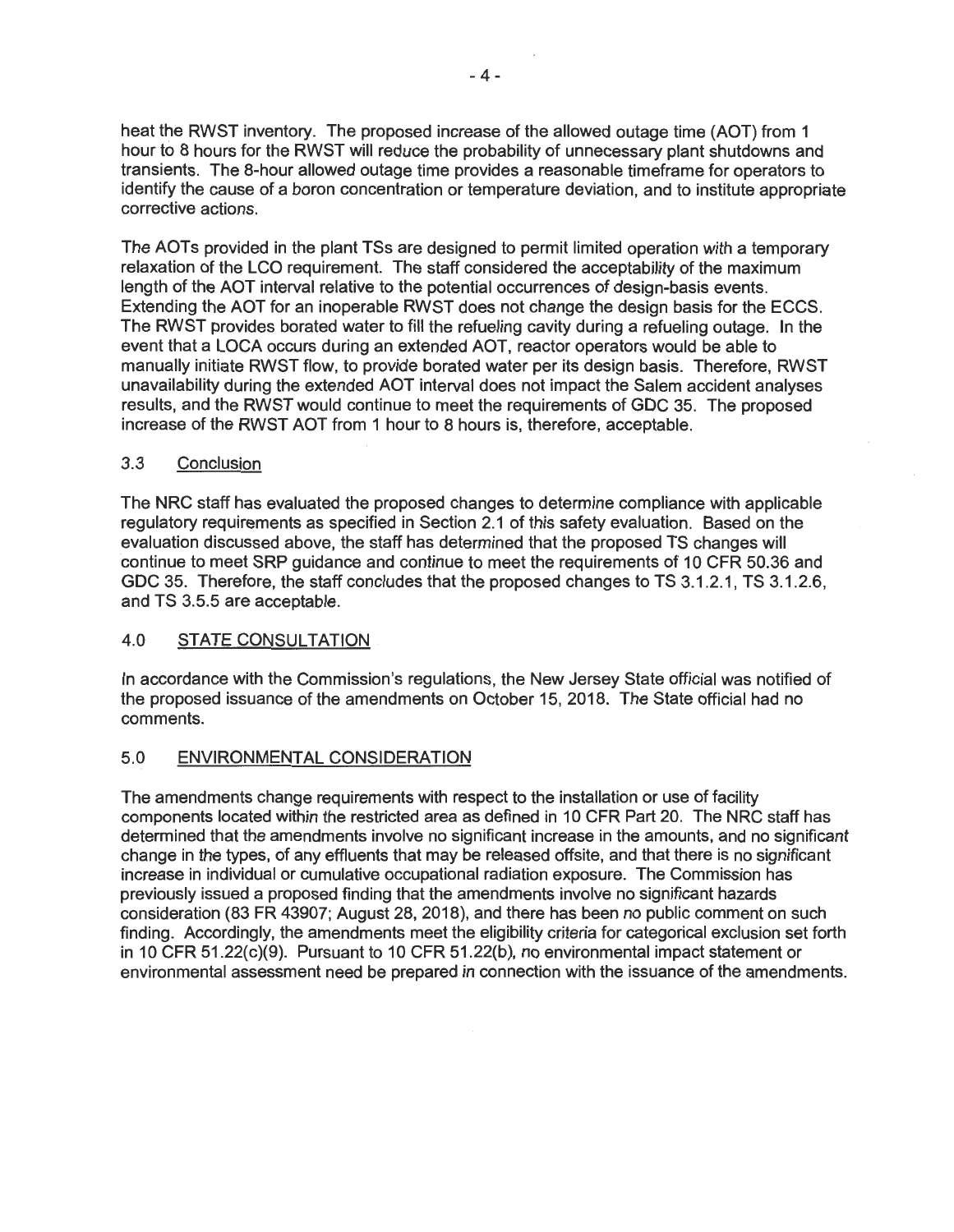heat the RWST inventory. The proposed increase of the allowed outage time (AOT) from 1 hour to 8 hours for the RWST will reduce the probability of unnecessary plant shutdowns and transients. The 8-hour allowed outage time provides a reasonable timeframe for operators to identify the cause of a boron concentration or temperature deviation, and to institute appropriate corrective actions.

The AOTs provided in the plant TSs are designed to permit limited operation with a temporary relaxation of the LCO requirement. The staff considered the acceptability of the maximum length of the AOT interval relative to the potential occurrences of design-basis events. Extending the AOT for an inoperable RWST does not change the design basis for the ECCS. The RWST provides borated water to fill the refueling cavity during a refueling outage. In the event that a LOCA occurs during an extended AOT, reactor operators would be able to manually initiate RWST flow, to provide borated water per its design basis. Therefore, RWST unavailability during the extended AOT interval does not impact the Salem accident analyses results, and the RWST would continue to meet the requirements of GDC 35. The proposed increase of the RWST AOT from 1 hour to 8 hours is, therefore, acceptable.

### 3.3 Conclusion

The NRC staff has evaluated the proposed changes to determine compliance with applicable regulatory requirements as specified in Section 2.1 of this safety evaluation. Based on the evaluation discussed above, the staff has determined that the proposed TS changes will continue to meet SRP guidance and continue to meet the requirements of 10 CFR 50.36 and GDC 35. Therefore, the staff concludes that the proposed changes to TS 3.1.2.1, TS 3.1.2.6, and TS 3.5.5 are acceptable.

## 4.0 STATE CONSULTATION

In accordance with the Commission's regulations, the New Jersey State official was notified of the proposed issuance of the amendments on October 15, 2018. The State official had no comments.

## 5.0 ENVIRONMENTAL CONSIDERATION

The amendments change requirements with respect to the installation or use of facility components located within the restricted area as defined in 10 CFR Part 20. The NRC staff has determined that the amendments involve no significant increase in the amounts, and no significant change in the types, of any effluents that may be released offsite, and that there is no significant increase in individual or cumulative occupational radiation exposure. The Commission has previously issued a proposed finding that the amendments involve no significant hazards consideration (83 FR 43907; August 28, 2018), and there has been no public comment on such finding. Accordingly, the amendments meet the eligibility criteria for categorical exclusion set forth in 10 CFR 51.22(c)(9). Pursuant to 10 CFR 51.22(b), no environmental impact statement or environmental assessment need be prepared in connection with the issuance of the amendments.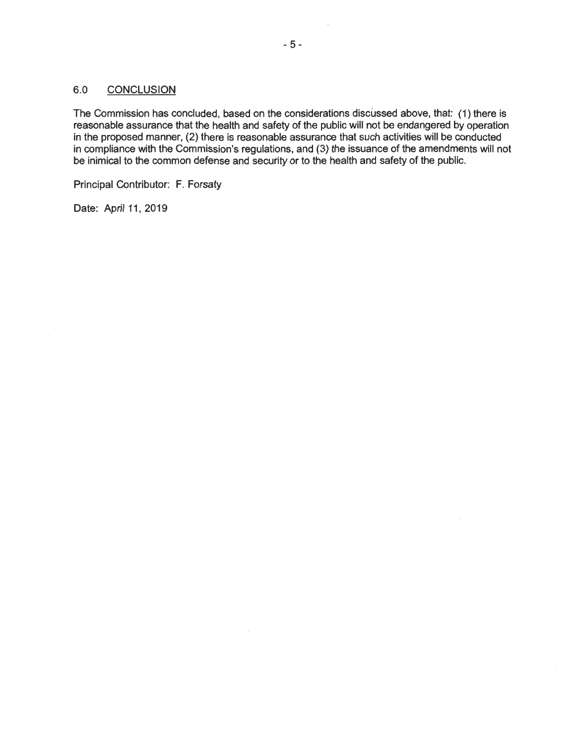## 6.0 CONCLUSION

The Commission has concluded, based on the considerations discussed above, that: (1) there is reasonable assurance that the health and safety of the public will not be endangered by operation in the proposed manner, (2) there is reasonable assurance that such activities will be conducted in compliance with the Commission's regulations, and (3) the issuance of the amendments will not be inimical to the common defense and security or to the health and safety of the public.

Principal Contributor: F. Forsaty

Date: April 11, 2019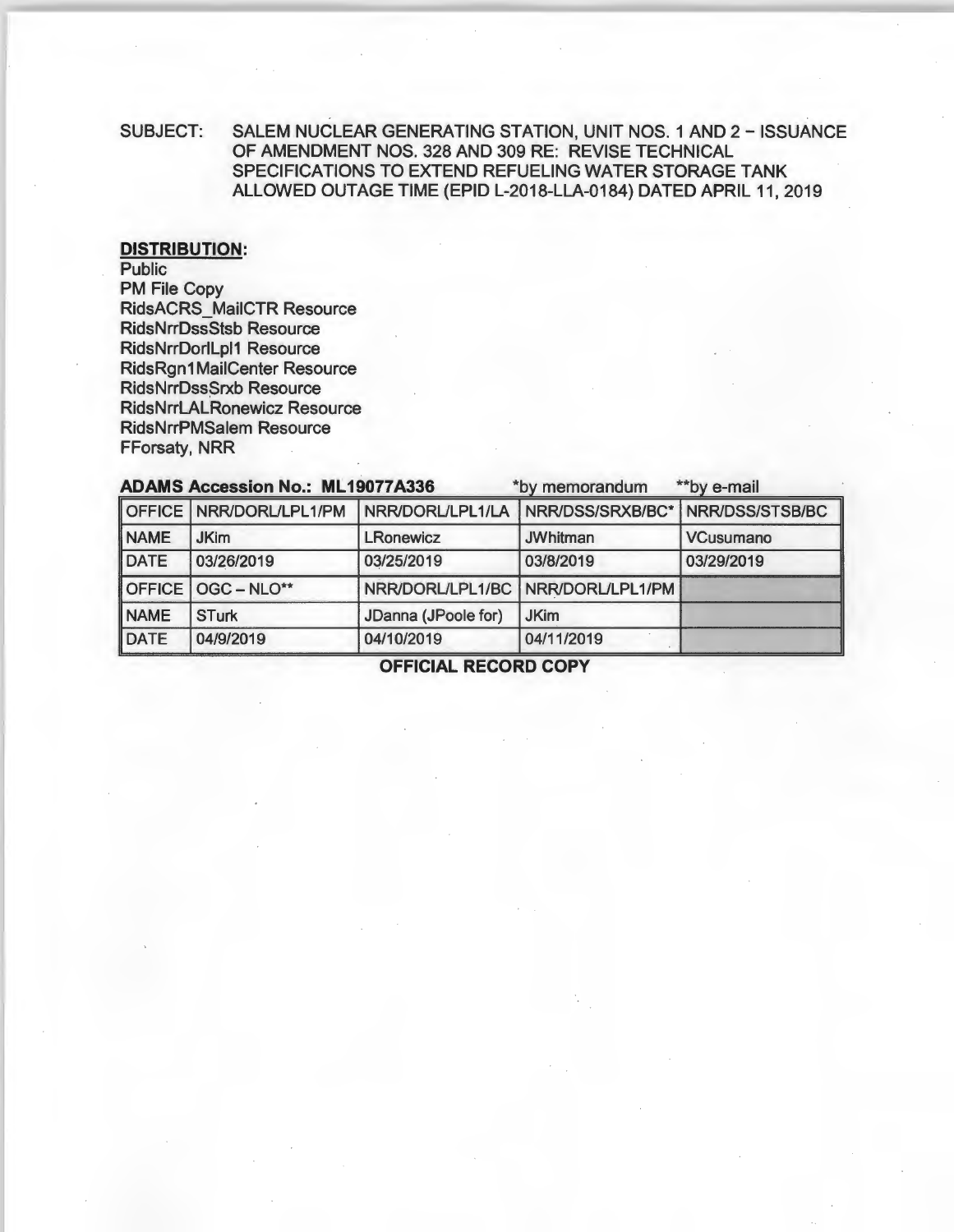SUBJECT: SALEM NUCLEAR GENERATING STATION, UNIT NOS. 1 AND 2 – ISSUANCE OF AMENDMENT NOS. 328 AND 309 RE: REVISE TECHNICAL SPECIFICATIONS TO EXTEND REFUELING WATER STORAGE TANK ALLOWED OUTAGE TIME (EPID L-2018-LLA-0184) DATED APRIL 11, 2019

**DISTRIBUTION:**

Public
PM File Copy
RidsACRS_MailCTR Resource
RidsNrrDssStsb Resource
RidsNrrDorlLpl1 Resource
RidsRgn1MailCenter Resource
RidsNrrDssSrxb Resource
RidsNrrLALRonewicz Resource
RidsNrrPMSalem Resource
FForsaty, NRR

**ADAMS Accession No.: ML19077A336** *by memorandum **by e-mail

| | | | | |
|---|---|---|---|---|
| OFFICE | NRR/DORL/LPL1/PM | NRR/DORL/LPL1/LA | NRR/DSS/SRXB/BC* | NRR/DSS/STSB/BC |
| NAME | JKim | LRonewicz | JWhitman | VCusumano |
| DATE | 03/26/2019 | 03/25/2019 | 03/8/2019 | 03/29/2019 |
| OFFICE | OGC – NLO** | NRR/DORL/LPL1/BC | NRR/DORL/LPL1/PM | |
| NAME | STurk | JDanna (JPoole for) | JKim | |
| DATE | 04/9/2019 | 04/10/2019 | 04/11/2019 | |

**OFFICIAL RECORD COPY**